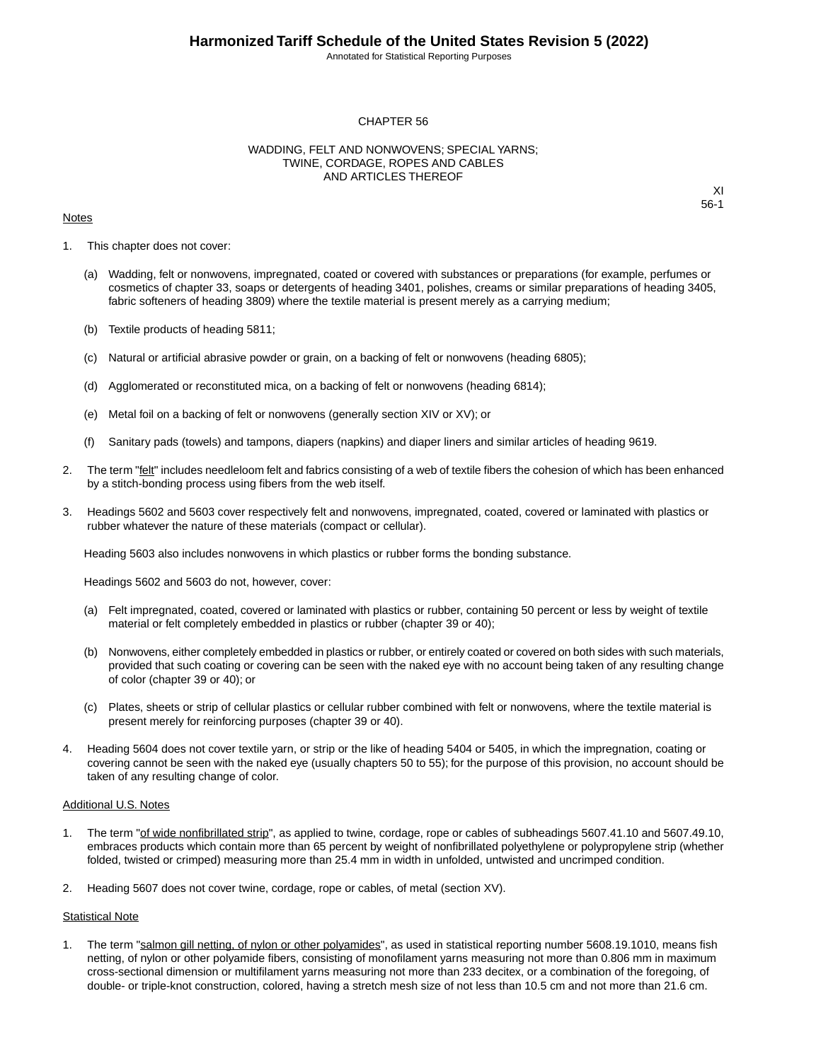# CHAPTER 56

## WADDING, FELT AND NONWOVENS; SPECIAL YARNS; TWINE, CORDAGE, ROPES AND CABLES AND ARTICLES THEREOF

XI
56-1

Notes

1. This chapter does not cover:

   (a) Wadding, felt or nonwovens, impregnated, coated or covered with substances or preparations (for example, perfumes or cosmetics of chapter 33, soaps or detergents of heading 3401, polishes, creams or similar preparations of heading 3405, fabric softeners of heading 3809) where the textile material is present merely as a carrying medium;

   (b) Textile products of heading 5811;

   (c) Natural or artificial abrasive powder or grain, on a backing of felt or nonwovens (heading 6805);

   (d) Agglomerated or reconstituted mica, on a backing of felt or nonwovens (heading 6814);

   (e) Metal foil on a backing of felt or nonwovens (generally section XIV or XV); or

   (f) Sanitary pads (towels) and tampons, diapers (napkins) and diaper liners and similar articles of heading 9619.

2. The term "felt" includes needleloom felt and fabrics consisting of a web of textile fibers the cohesion of which has been enhanced by a stitch-bonding process using fibers from the web itself.

3. Headings 5602 and 5603 cover respectively felt and nonwovens, impregnated, coated, covered or laminated with plastics or rubber whatever the nature of these materials (compact or cellular).

   Heading 5603 also includes nonwovens in which plastics or rubber forms the bonding substance.

   Headings 5602 and 5603 do not, however, cover:

   (a) Felt impregnated, coated, covered or laminated with plastics or rubber, containing 50 percent or less by weight of textile material or felt completely embedded in plastics or rubber (chapter 39 or 40);

   (b) Nonwovens, either completely embedded in plastics or rubber, or entirely coated or covered on both sides with such materials, provided that such coating or covering can be seen with the naked eye with no account being taken of any resulting change of color (chapter 39 or 40); or

   (c) Plates, sheets or strip of cellular plastics or cellular rubber combined with felt or nonwovens, where the textile material is present merely for reinforcing purposes (chapter 39 or 40).

4. Heading 5604 does not cover textile yarn, or strip or the like of heading 5404 or 5405, in which the impregnation, coating or covering cannot be seen with the naked eye (usually chapters 50 to 55); for the purpose of this provision, no account should be taken of any resulting change of color.

Additional U.S. Notes

1. The term "of wide nonfibrillated strip", as applied to twine, cordage, rope or cables of subheadings 5607.41.10 and 5607.49.10, embraces products which contain more than 65 percent by weight of nonfibrillated polyethylene or polypropylene strip (whether folded, twisted or crimped) measuring more than 25.4 mm in width in unfolded, untwisted and uncrimped condition.

2. Heading 5607 does not cover twine, cordage, rope or cables, of metal (section XV).

Statistical Note

1. The term "salmon gill netting, of nylon or other polyamides", as used in statistical reporting number 5608.19.1010, means fish netting, of nylon or other polyamide fibers, consisting of monofilament yarns measuring not more than 0.806 mm in maximum cross-sectional dimension or multifilament yarns measuring not more than 233 decitex, or a combination of the foregoing, of double- or triple-knot construction, colored, having a stretch mesh size of not less than 10.5 cm and not more than 21.6 cm.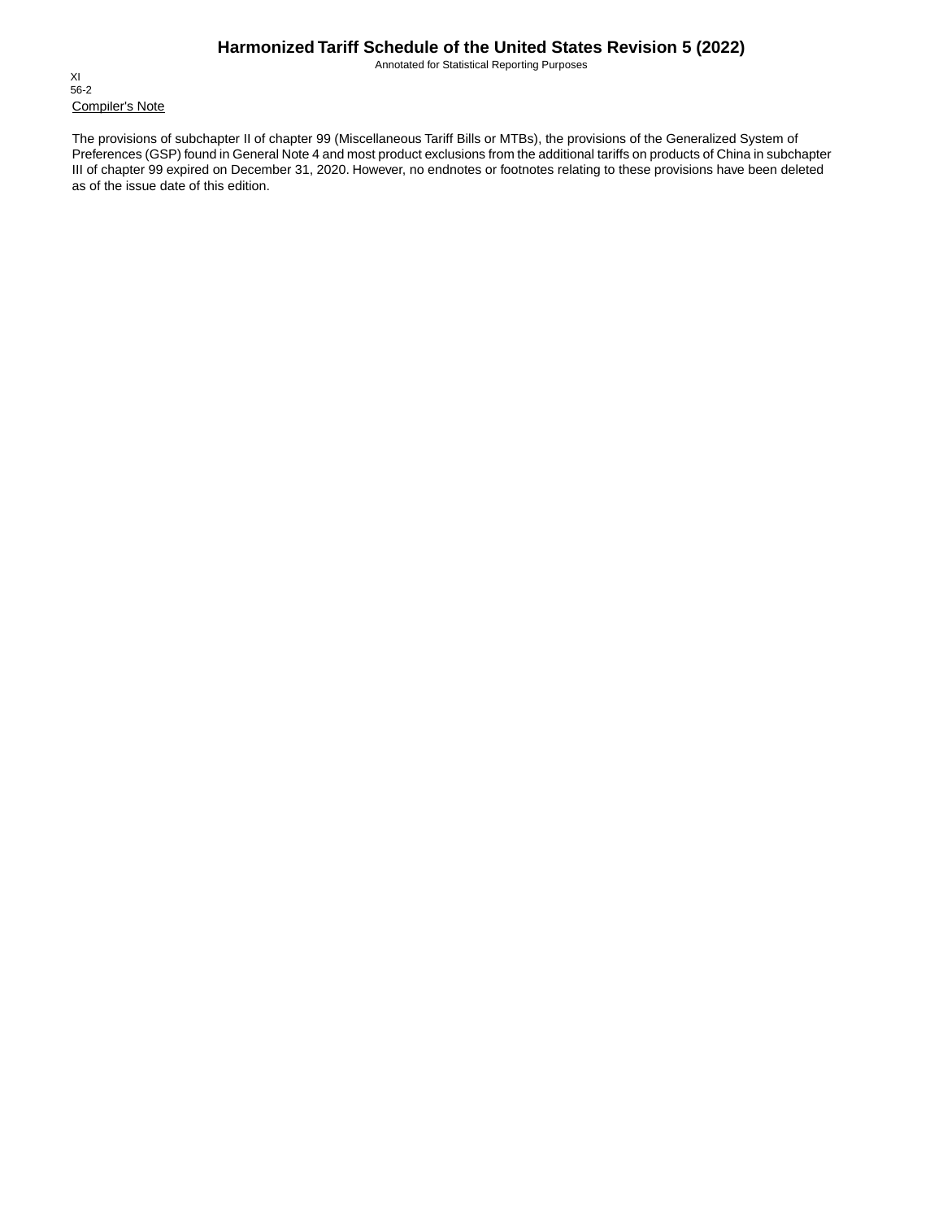Compiler's Note

The provisions of subchapter II of chapter 99 (Miscellaneous Tariff Bills or MTBs), the provisions of the Generalized System of Preferences (GSP) found in General Note 4 and most product exclusions from the additional tariffs on products of China in subchapter III of chapter 99 expired on December 31, 2020. However, no endnotes or footnotes relating to these provisions have been deleted as of the issue date of this edition.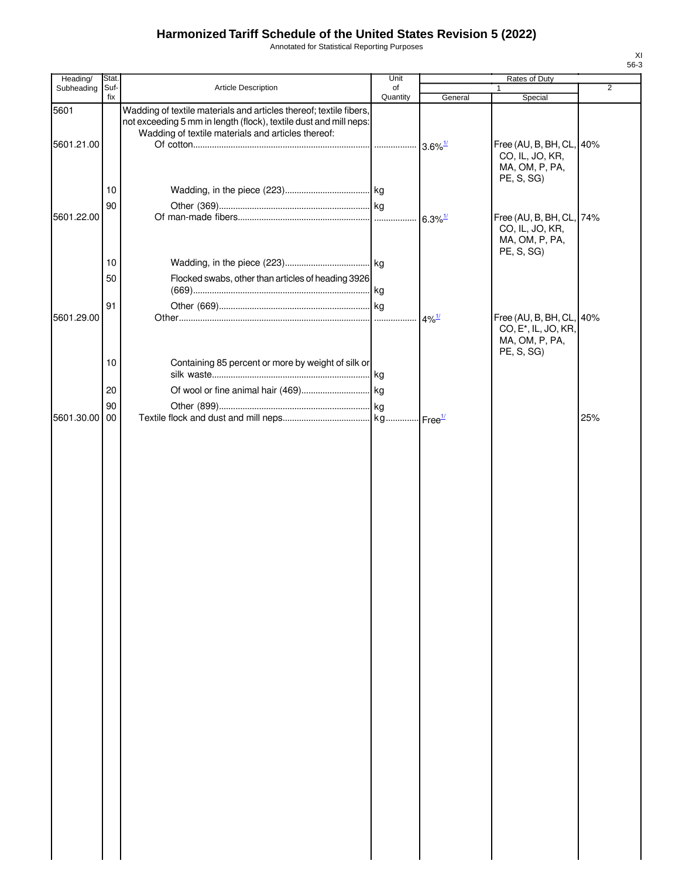# Harmonized Tariff Schedule of the United States Revision 5 (2022)

Annotated for Statistical Reporting Purposes

XI
56-3

| Heading/ Subheading | Stat. Suf- fix | Article Description | Unit of Quantity | Rates of Duty 1 General | Special | 2 |
|---|---|---|---|---|---|---|
| 5601 | | Wadding of textile materials and articles thereof; textile fibers, not exceeding 5 mm in length (flock), textile dust and mill neps: | | | | |
| | | Wadding of textile materials and articles thereof: | | | | |
| 5601.21.00 | | Of cotton | | 3.6%[1/] | Free (AU, B, BH, CL, CO, IL, JO, KR, MA, OM, P, PA, PE, S, SG) | 40% |
| | 10 | Wadding, in the piece (223) | kg | | | |
| | 90 | Other (369) | kg | | | |
| 5601.22.00 | | Of man-made fibers | | 6.3%[1/] | Free (AU, B, BH, CL, CO, IL, JO, KR, MA, OM, P, PA, PE, S, SG) | 74% |
| | 10 | Wadding, in the piece (223) | kg | | | |
| | 50 | Flocked swabs, other than articles of heading 3926 (669) | kg | | | |
| | 91 | Other (669) | kg | | | |
| 5601.29.00 | | Other | | 4%[1/] | Free (AU, B, BH, CL, CO, E*, IL, JO, KR, MA, OM, P, PA, PE, S, SG) | 40% |
| | 10 | Containing 85 percent or more by weight of silk or silk waste | kg | | | |
| | 20 | Of wool or fine animal hair (469) | kg | | | |
| | 90 | Other (899) | kg | | | |
| 5601.30.00 | 00 | Textile flock and dust and mill neps | kg | Free[1/] | | 25% |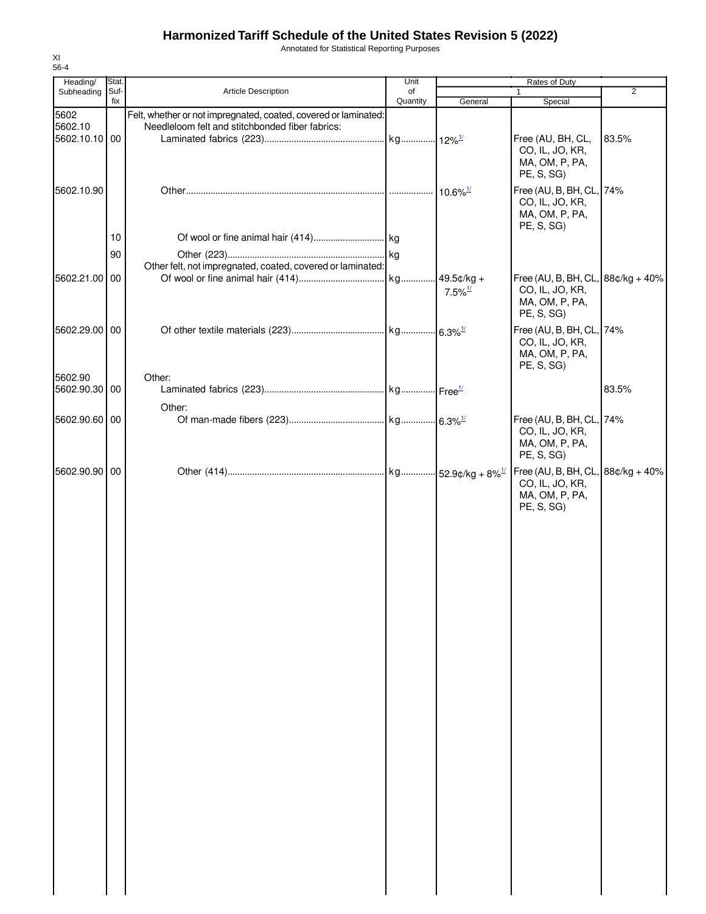# Harmonized Tariff Schedule of the United States Revision 5 (2022)

Annotated for Statistical Reporting Purposes

XI
56-4

| Heading/ Subheading | Stat. Suf- fix | Article Description | Unit of Quantity | Rates of Duty 1 General | Special | 2 |
|---|---|---|---|---|---|---|
| 5602 | | Felt, whether or not impregnated, coated, covered or laminated: | | | | |
| 5602.10 | | Needleloom felt and stitchbonded fiber fabrics: | | | | |
| 5602.10.10 | 00 | Laminated fabrics (223) | kg | 12%[1/] | Free (AU, BH, CL, CO, IL, JO, KR, MA, OM, P, PA, PE, S, SG) | 83.5% |
| 5602.10.90 | | Other | | 10.6%[1/] | Free (AU, B, BH, CL, CO, IL, JO, KR, MA, OM, P, PA, PE, S, SG) | 74% |
| | 10 | Of wool or fine animal hair (414) | kg | | | |
| | 90 | Other (223) | kg | | | |
| | | Other felt, not impregnated, coated, covered or laminated: | | | | |
| 5602.21.00 | 00 | Of wool or fine animal hair (414) | kg | 49.5¢/kg + 7.5%[1/] | Free (AU, B, BH, CL, CO, IL, JO, KR, MA, OM, P, PA, PE, S, SG) | 88¢/kg + 40% |
| 5602.29.00 | 00 | Of other textile materials (223) | kg | 6.3%[1/] | Free (AU, B, BH, CL, CO, IL, JO, KR, MA, OM, P, PA, PE, S, SG) | 74% |
| 5602.90 | | Other: | | | | |
| 5602.90.30 | 00 | Laminated fabrics (223) | kg | Free[1/] | | 83.5% |
| | | Other: | | | | |
| 5602.90.60 | 00 | Of man-made fibers (223) | kg | 6.3%[1/] | Free (AU, B, BH, CL, CO, IL, JO, KR, MA, OM, P, PA, PE, S, SG) | 74% |
| 5602.90.90 | 00 | Other (414) | kg | 52.9¢/kg + 8%[1/] | Free (AU, B, BH, CL, CO, IL, JO, KR, MA, OM, P, PA, PE, S, SG) | 88¢/kg + 40% |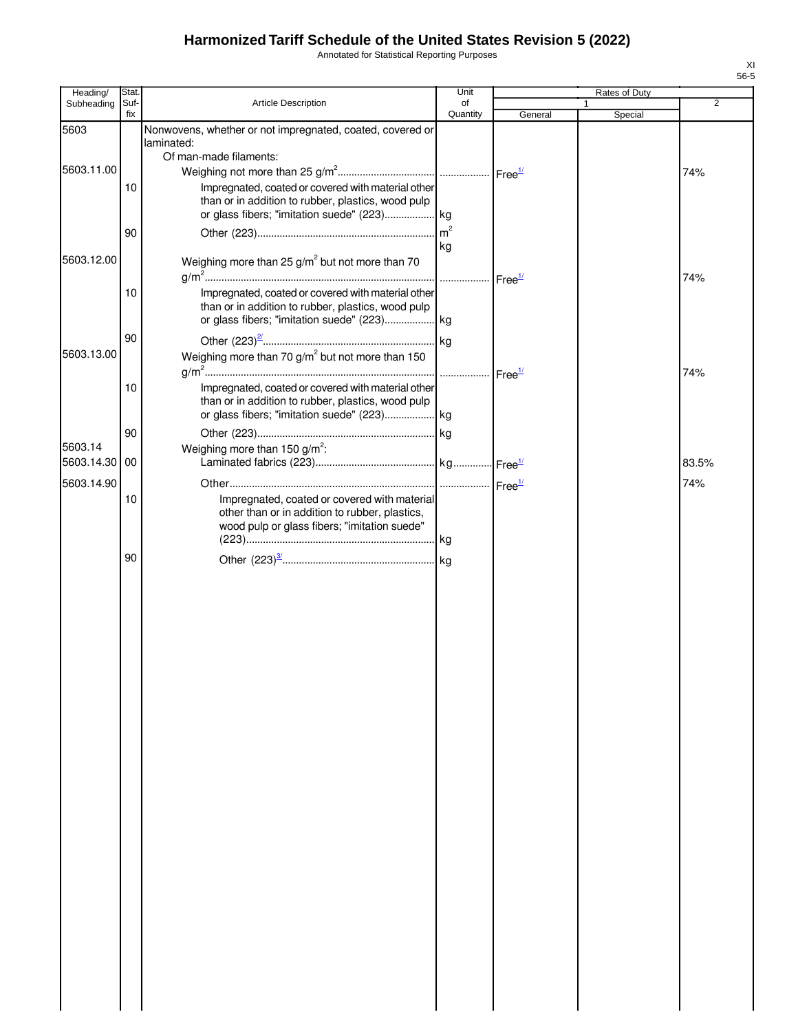# Harmonized Tariff Schedule of the United States Revision 5 (2022)

Annotated for Statistical Reporting Purposes

XI
56-5

| Heading/ Subheading | Stat. Suf- fix | Article Description | Unit of Quantity | Rates of Duty 1 General | Special | 2 |
|---|---|---|---|---|---|---|
| 5603 | | Nonwovens, whether or not impregnated, coated, covered or laminated: | | | | |
| | | Of man-made filaments: | | | | |
| 5603.11.00 | | Weighing not more than 25 g/m$^2$ | | Free[1/] | | 74% |
| | 10 | Impregnated, coated or covered with material other than or in addition to rubber, plastics, wood pulp or glass fibers; "imitation suede" (223) | kg | | | |
| | 90 | Other (223) | m$^2$ kg | | | |
| 5603.12.00 | | Weighing more than 25 g/m$^2$ but not more than 70 g/m$^2$ | | Free[1/] | | 74% |
| | 10 | Impregnated, coated or covered with material other than or in addition to rubber, plastics, wood pulp or glass fibers; "imitation suede" (223) | kg | | | |
| | 90 | Other (223)[2/] | kg | | | |
| 5603.13.00 | | Weighing more than 70 g/m$^2$ but not more than 150 g/m$^2$ | | Free[1/] | | 74% |
| | 10 | Impregnated, coated or covered with material other than or in addition to rubber, plastics, wood pulp or glass fibers; "imitation suede" (223) | kg | | | |
| | 90 | Other (223) | kg | | | |
| 5603.14 | | Weighing more than 150 g/m$^2$: | | | | |
| 5603.14.30 | 00 | Laminated fabrics (223) | kg | Free[1/] | | 83.5% |
| 5603.14.90 | | Other | | Free[1/] | | 74% |
| | 10 | Impregnated, coated or covered with material other than or in addition to rubber, plastics, wood pulp or glass fibers; "imitation suede" (223) | kg | | | |
| | 90 | Other (223)[3/] | kg | | | |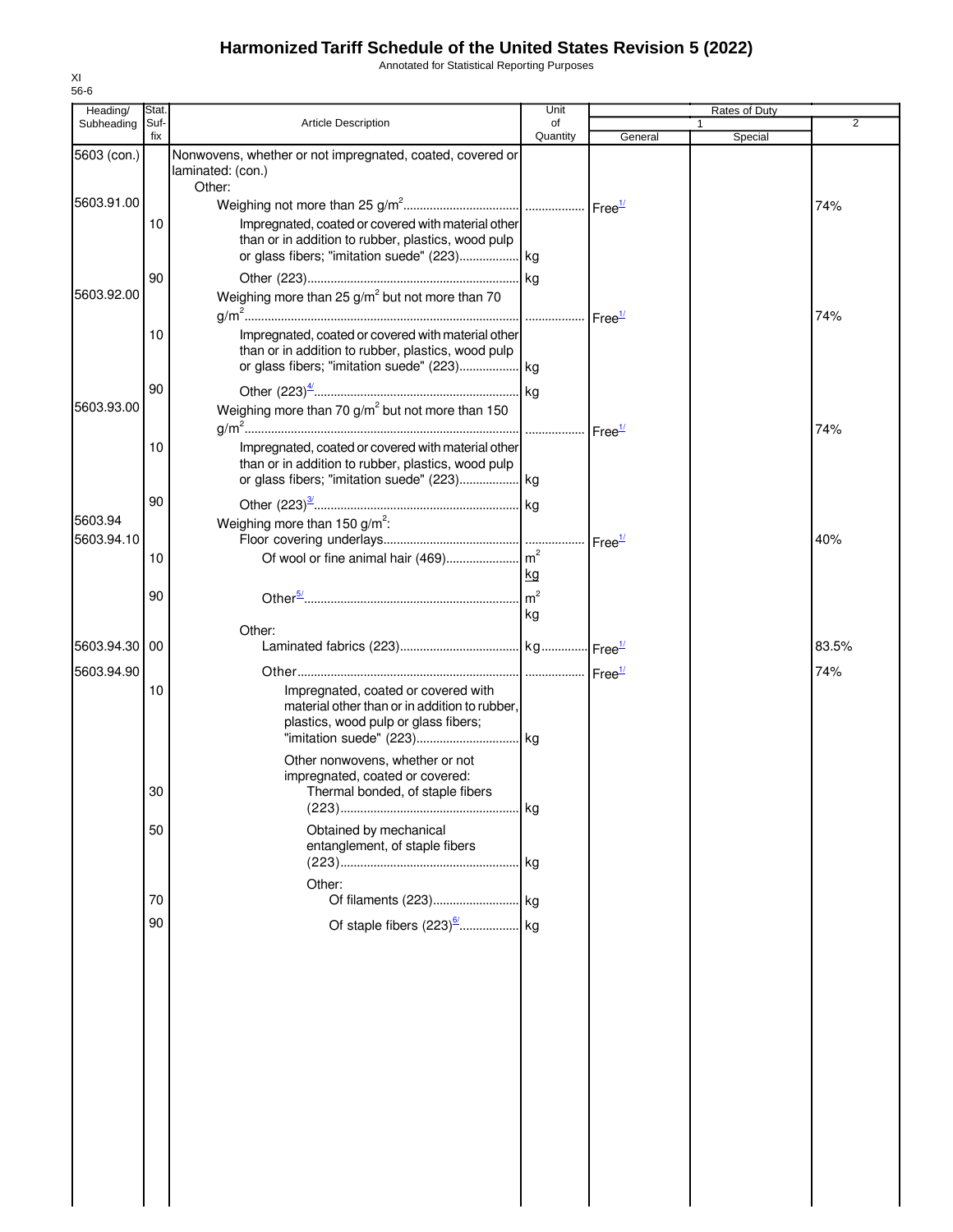# Harmonized Tariff Schedule of the United States Revision 5 (2022)

Annotated for Statistical Reporting Purposes

XI
56-6

| Heading/ Subheading | Stat. Suf- fix | Article Description | Unit of Quantity | Rates of Duty 1 General | Special | 2 |
|---|---|---|---|---|---|---|
| 5603 (con.) | | Nonwovens, whether or not impregnated, coated, covered or laminated: (con.) | | | | |
| | | Other: | | | | |
| 5603.91.00 | | Weighing not more than 25 g/m$^2$ | | Free[1/] | | 74% |
| | 10 | Impregnated, coated or covered with material other than or in addition to rubber, plastics, wood pulp or glass fibers; "imitation suede" (223) | kg | | | |
| | 90 | Other (223) | kg | | | |
| 5603.92.00 | | Weighing more than 25 g/m$^2$ but not more than 70 g/m$^2$ | | Free[1/] | | 74% |
| | 10 | Impregnated, coated or covered with material other than or in addition to rubber, plastics, wood pulp or glass fibers; "imitation suede" (223) | kg | | | |
| | 90 | Other (223)[4/] | kg | | | |
| 5603.93.00 | | Weighing more than 70 g/m$^2$ but not more than 150 g/m$^2$ | | Free[1/] | | 74% |
| | 10 | Impregnated, coated or covered with material other than or in addition to rubber, plastics, wood pulp or glass fibers; "imitation suede" (223) | kg | | | |
| | 90 | Other (223)[3/] | kg | | | |
| 5603.94 | | Weighing more than 150 g/m$^2$: | | | | |
| 5603.94.10 | | Floor covering underlays | | Free[1/] | | 40% |
| | 10 | Of wool or fine animal hair (469) | m$^2$ kg | | | |
| | 90 | Other[5/] | m$^2$ kg | | | |
| | | Other: | | | | |
| 5603.94.30 | 00 | Laminated fabrics (223) | kg | Free[1/] | | 83.5% |
| 5603.94.90 | | Other | | Free[1/] | | 74% |
| | 10 | Impregnated, coated or covered with material other than or in addition to rubber, plastics, wood pulp or glass fibers; "imitation suede" (223) | kg | | | |
| | | Other nonwovens, whether or not impregnated, coated or covered: | | | | |
| | 30 | Thermal bonded, of staple fibers (223) | kg | | | |
| | 50 | Obtained by mechanical entanglement, of staple fibers (223) | kg | | | |
| | | Other: | | | | |
| | 70 | Of filaments (223) | kg | | | |
| | 90 | Of staple fibers (223)[6/] | kg | | | |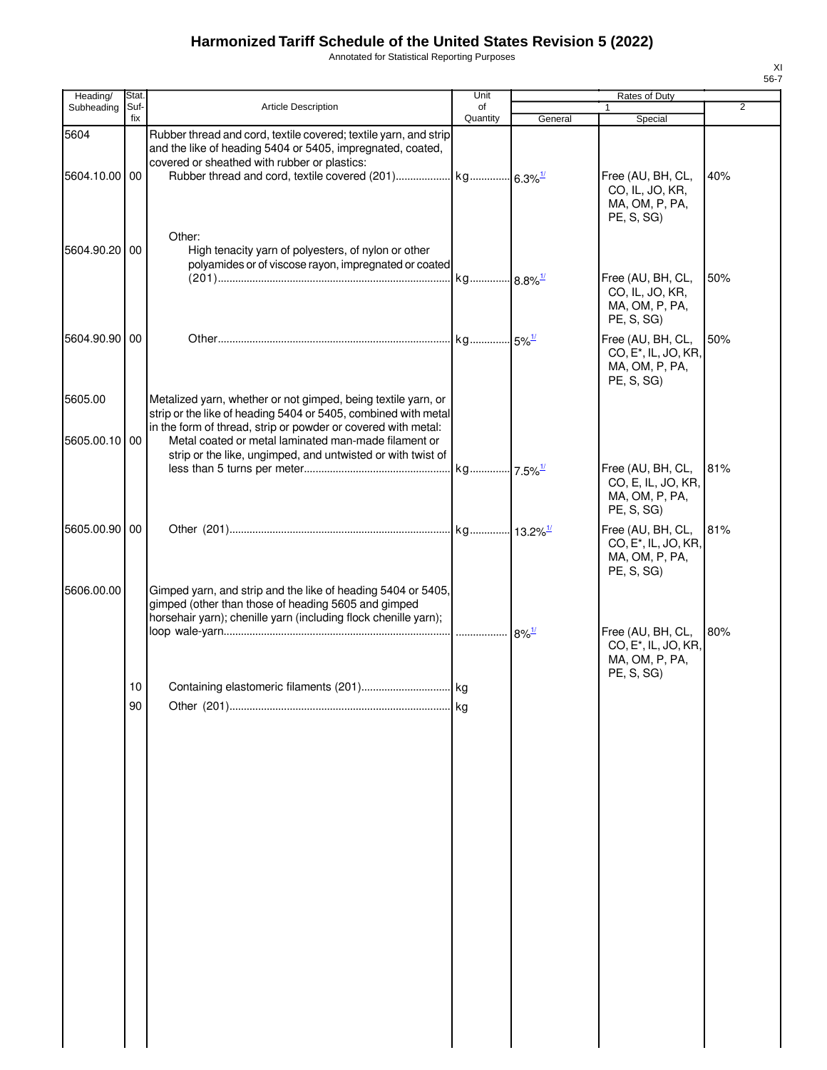# Harmonized Tariff Schedule of the United States Revision 5 (2022)

Annotated for Statistical Reporting Purposes

XI
56-7

| Heading/ Subheading | Stat. Suf- fix | Article Description | Unit of Quantity | Rates of Duty 1 General | Rates of Duty 1 Special | Rates of Duty 2 |
|---|---|---|---|---|---|---|
| 5604 | | Rubber thread and cord, textile covered; textile yarn, and strip and the like of heading 5404 or 5405, impregnated, coated, covered or sheathed with rubber or plastics: | | | | |
| 5604.10.00 | 00 | Rubber thread and cord, textile covered (201) | kg | 6.3%[1/] | Free (AU, BH, CL, CO, IL, JO, KR, MA, OM, P, PA, PE, S, SG) | 40% |
| | | Other: | | | | |
| 5604.90.20 | 00 | High tenacity yarn of polyesters, of nylon or other polyamides or of viscose rayon, impregnated or coated (201) | kg | 8.8%[1/] | Free (AU, BH, CL, CO, IL, JO, KR, MA, OM, P, PA, PE, S, SG) | 50% |
| 5604.90.90 | 00 | Other | kg | 5%[1/] | Free (AU, BH, CL, CO, E*, IL, JO, KR, MA, OM, P, PA, PE, S, SG) | 50% |
| 5605.00 | | Metalized yarn, whether or not gimped, being textile yarn, or strip or the like of heading 5404 or 5405, combined with metal in the form of thread, strip or powder or covered with metal: | | | | |
| 5605.00.10 | 00 | Metal coated or metal laminated man-made filament or strip or the like, ungimped, and untwisted or with twist of less than 5 turns per meter | kg | 7.5%[1/] | Free (AU, BH, CL, CO, E, IL, JO, KR, MA, OM, P, PA, PE, S, SG) | 81% |
| 5605.00.90 | 00 | Other (201) | kg | 13.2%[1/] | Free (AU, BH, CL, CO, E*, IL, JO, KR, MA, OM, P, PA, PE, S, SG) | 81% |
| 5606.00.00 | | Gimped yarn, and strip and the like of heading 5404 or 5405, gimped (other than those of heading 5605 and gimped horsehair yarn); chenille yarn (including flock chenille yarn); loop wale-yarn | | 8%[1/] | Free (AU, BH, CL, CO, E*, IL, JO, KR, MA, OM, P, PA, PE, S, SG) | 80% |
| | 10 | Containing elastomeric filaments (201) | kg | | | |
| | 90 | Other (201) | kg | | | |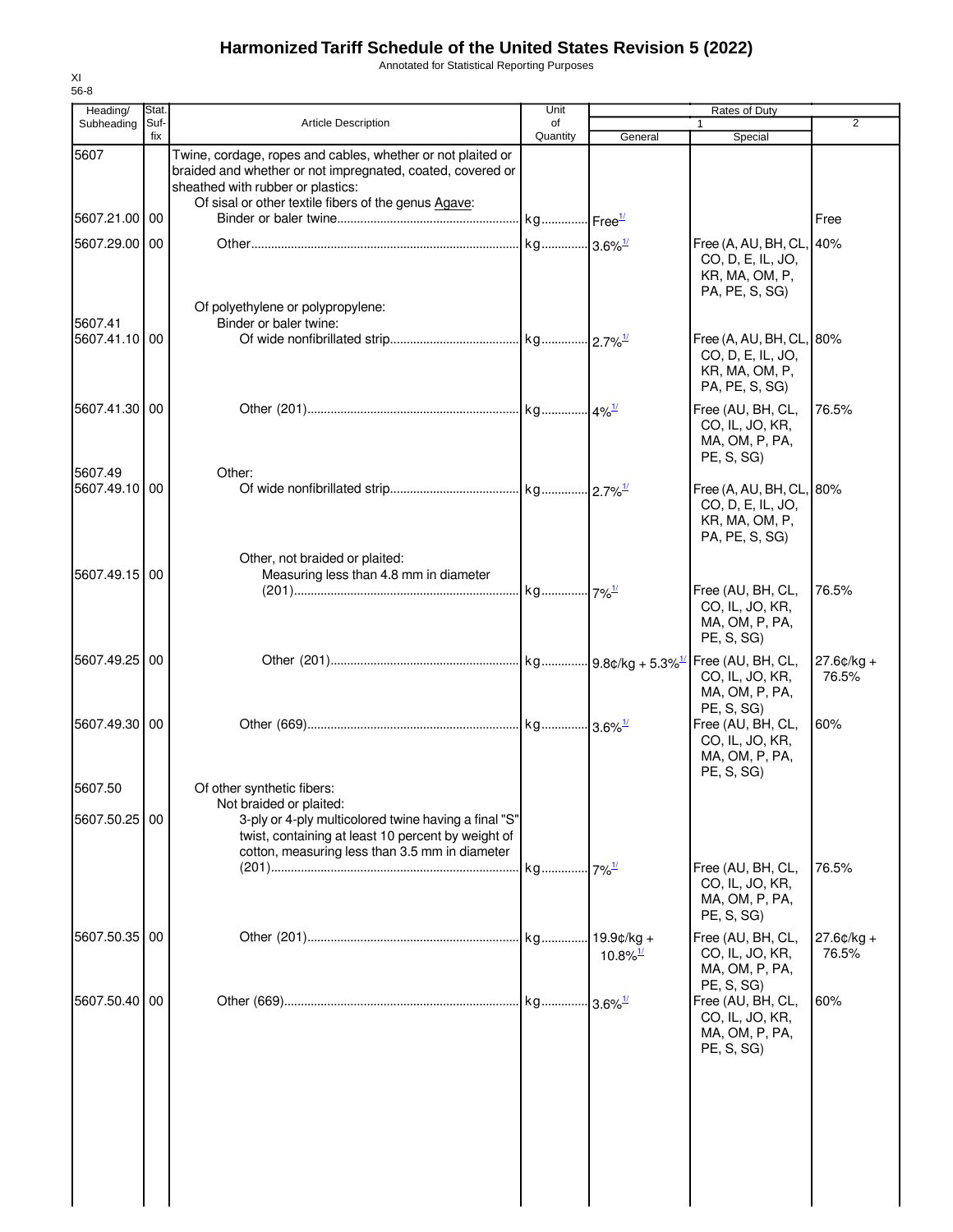# Harmonized Tariff Schedule of the United States Revision 5 (2022)

Annotated for Statistical Reporting Purposes

XI
56-8

| Heading/ Subheading | Stat. Suf- fix | Article Description | Unit of Quantity | Rates of Duty 1 General | Special | 2 |
|---|---|---|---|---|---|---|
| 5607 | | Twine, cordage, ropes and cables, whether or not plaited or braided and whether or not impregnated, coated, covered or sheathed with rubber or plastics: | | | | |
| | | Of sisal or other textile fibers of the genus Agave: | | | | |
| 5607.21.00 | 00 | Binder or baler twine | kg | Free[1/] | | Free |
| 5607.29.00 | 00 | Other | kg | 3.6%[1/] | Free (A, AU, BH, CL, CO, D, E, IL, JO, KR, MA, OM, P, PA, PE, S, SG) | 40% |
| | | Of polyethylene or polypropylene: | | | | |
| 5607.41 | | Binder or baler twine: | | | | |
| 5607.41.10 | 00 | Of wide nonfibrillated strip | kg | 2.7%[1/] | Free (A, AU, BH, CL, CO, D, E, IL, JO, KR, MA, OM, P, PA, PE, S, SG) | 80% |
| 5607.41.30 | 00 | Other (201) | kg | 4%[1/] | Free (AU, BH, CL, CO, IL, JO, KR, MA, OM, P, PA, PE, S, SG) | 76.5% |
| 5607.49 | | Other: | | | | |
| 5607.49.10 | 00 | Of wide nonfibrillated strip | kg | 2.7%[1/] | Free (A, AU, BH, CL, CO, D, E, IL, JO, KR, MA, OM, P, PA, PE, S, SG) | 80% |
| | | Other, not braided or plaited: | | | | |
| 5607.49.15 | 00 | Measuring less than 4.8 mm in diameter (201) | kg | 7%[1/] | Free (AU, BH, CL, CO, IL, JO, KR, MA, OM, P, PA, PE, S, SG) | 76.5% |
| 5607.49.25 | 00 | Other (201) | kg | 9.8¢/kg + 5.3%[1/] | Free (AU, BH, CL, CO, IL, JO, KR, MA, OM, P, PA, PE, S, SG) | 27.6¢/kg + 76.5% |
| 5607.49.30 | 00 | Other (669) | kg | 3.6%[1/] | Free (AU, BH, CL, CO, IL, JO, KR, MA, OM, P, PA, PE, S, SG) | 60% |
| 5607.50 | | Of other synthetic fibers: | | | | |
| | | Not braided or plaited: | | | | |
| 5607.50.25 | 00 | 3-ply or 4-ply multicolored twine having a final "S" twist, containing at least 10 percent by weight of cotton, measuring less than 3.5 mm in diameter (201) | kg | 7%[1/] | Free (AU, BH, CL, CO, IL, JO, KR, MA, OM, P, PA, PE, S, SG) | 76.5% |
| 5607.50.35 | 00 | Other (201) | kg | 19.9¢/kg + 10.8%[1/] | Free (AU, BH, CL, CO, IL, JO, KR, MA, OM, P, PA, PE, S, SG) | 27.6¢/kg + 76.5% |
| 5607.50.40 | 00 | Other (669) | kg | 3.6%[1/] | Free (AU, BH, CL, CO, IL, JO, KR, MA, OM, P, PA, PE, S, SG) | 60% |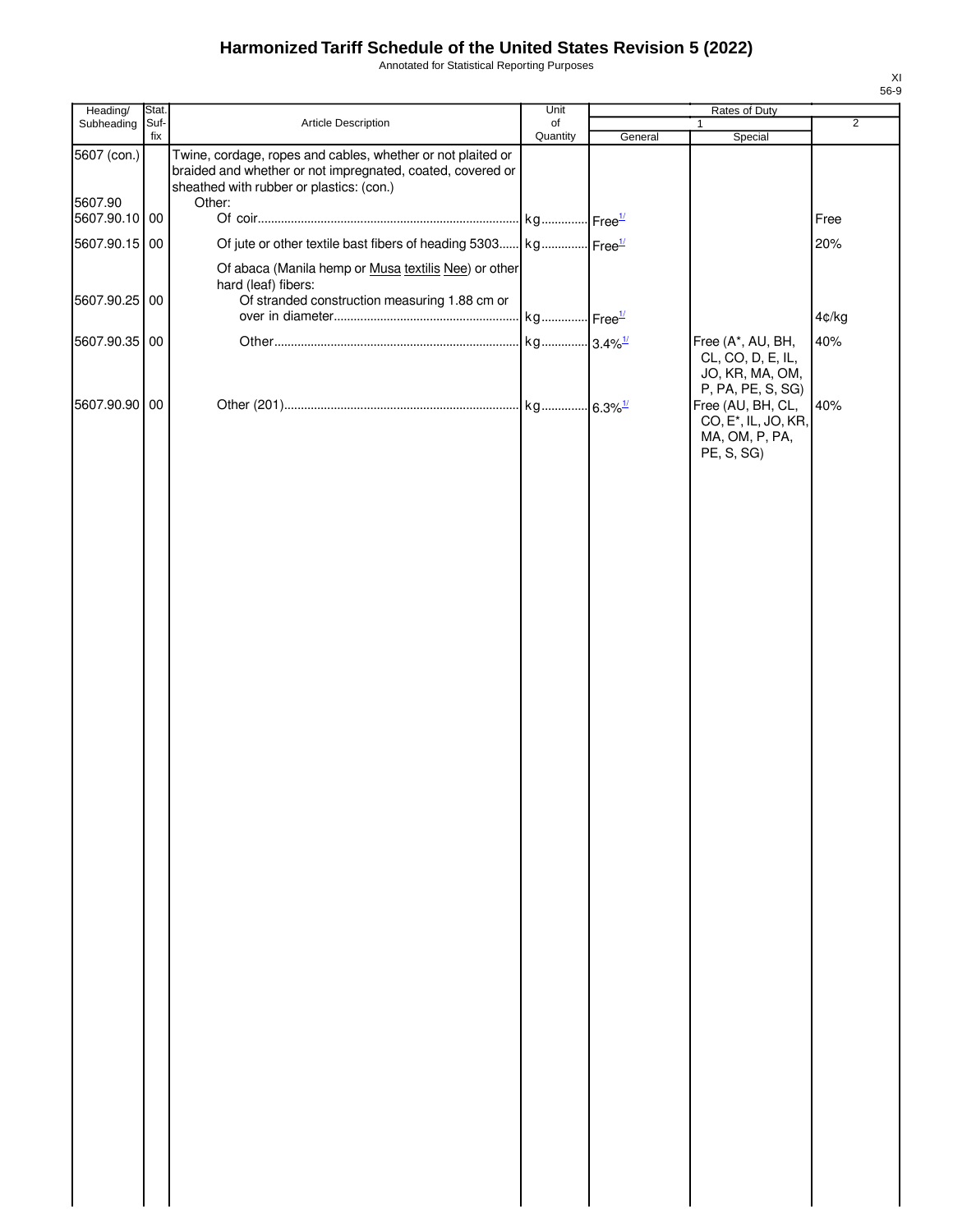# Harmonized Tariff Schedule of the United States Revision 5 (2022)

Annotated for Statistical Reporting Purposes

XI
56-9

| Heading/ Subheading | Stat. Suf- fix | Article Description | Unit of Quantity | Rates of Duty 1 General | Special | 2 |
|---|---|---|---|---|---|---|
| 5607 (con.) | | Twine, cordage, ropes and cables, whether or not plaited or braided and whether or not impregnated, coated, covered or sheathed with rubber or plastics: (con.) | | | | |
| 5607.90 | | Other: | | | | |
| 5607.90.10 | 00 | Of coir | kg | Free[1/] | | Free |
| 5607.90.15 | 00 | Of jute or other textile bast fibers of heading 5303 | kg | Free[1/] | | 20% |
| | | Of abaca (Manila hemp or Musa textilis Nee) or other hard (leaf) fibers: | | | | |
| 5607.90.25 | 00 | Of stranded construction measuring 1.88 cm or over in diameter | kg | Free[1/] | | 4¢/kg |
| 5607.90.35 | 00 | Other | kg | 3.4%[1/] | Free (A*, AU, BH, CL, CO, D, E, IL, JO, KR, MA, OM, P, PA, PE, S, SG) | 40% |
| 5607.90.90 | 00 | Other (201) | kg | 6.3%[1/] | Free (AU, BH, CL, CO, E*, IL, JO, KR, MA, OM, P, PA, PE, S, SG) | 40% |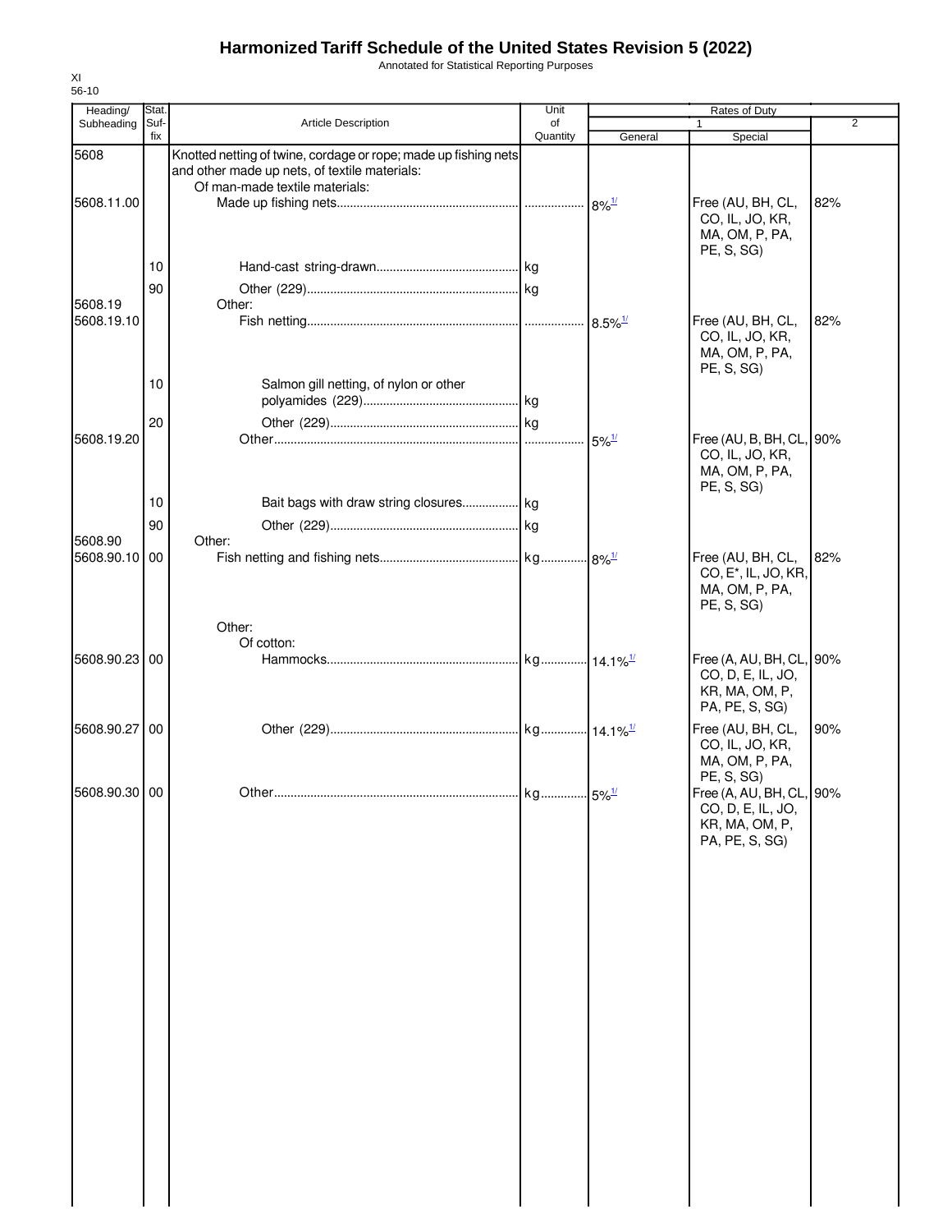# Harmonized Tariff Schedule of the United States Revision 5 (2022)

Annotated for Statistical Reporting Purposes

XI
56-10

| Heading/ Subheading | Stat. Suf- fix | Article Description | Unit of Quantity | Rates of Duty 1 General | Special | 2 |
|---|---|---|---|---|---|---|
| 5608 | | Knotted netting of twine, cordage or rope; made up fishing nets and other made up nets, of textile materials: | | | | |
| | | Of man-made textile materials: | | | | |
| 5608.11.00 | | Made up fishing nets | | 8%[1/] | Free (AU, BH, CL, CO, IL, JO, KR, MA, OM, P, PA, PE, S, SG) | 82% |
| | 10 | Hand-cast string-drawn | kg | | | |
| | 90 | Other (229) | kg | | | |
| 5608.19 | | Other: | | | | |
| 5608.19.10 | | Fish netting | | 8.5%[1/] | Free (AU, BH, CL, CO, IL, JO, KR, MA, OM, P, PA, PE, S, SG) | 82% |
| | 10 | Salmon gill netting, of nylon or other polyamides (229) | kg | | | |
| | 20 | Other (229) | kg | | | |
| 5608.19.20 | | Other | | 5%[1/] | Free (AU, B, BH, CL, CO, IL, JO, KR, MA, OM, P, PA, PE, S, SG) | 90% |
| | 10 | Bait bags with draw string closures | kg | | | |
| | 90 | Other (229) | kg | | | |
| 5608.90 | | Other: | | | | |
| 5608.90.10 | 00 | Fish netting and fishing nets | kg | 8%[1/] | Free (AU, BH, CL, CO, E*, IL, JO, KR, MA, OM, P, PA, PE, S, SG) | 82% |
| | | Other: | | | | |
| | | Of cotton: | | | | |
| 5608.90.23 | 00 | Hammocks | kg | 14.1%[1/] | Free (A, AU, BH, CL, CO, D, E, IL, JO, KR, MA, OM, P, PA, PE, S, SG) | 90% |
| 5608.90.27 | 00 | Other (229) | kg | 14.1%[1/] | Free (AU, BH, CL, CO, IL, JO, KR, MA, OM, P, PA, PE, S, SG) | 90% |
| 5608.90.30 | 00 | Other | kg | 5%[1/] | Free (A, AU, BH, CL, CO, D, E, IL, JO, KR, MA, OM, P, PA, PE, S, SG) | 90% |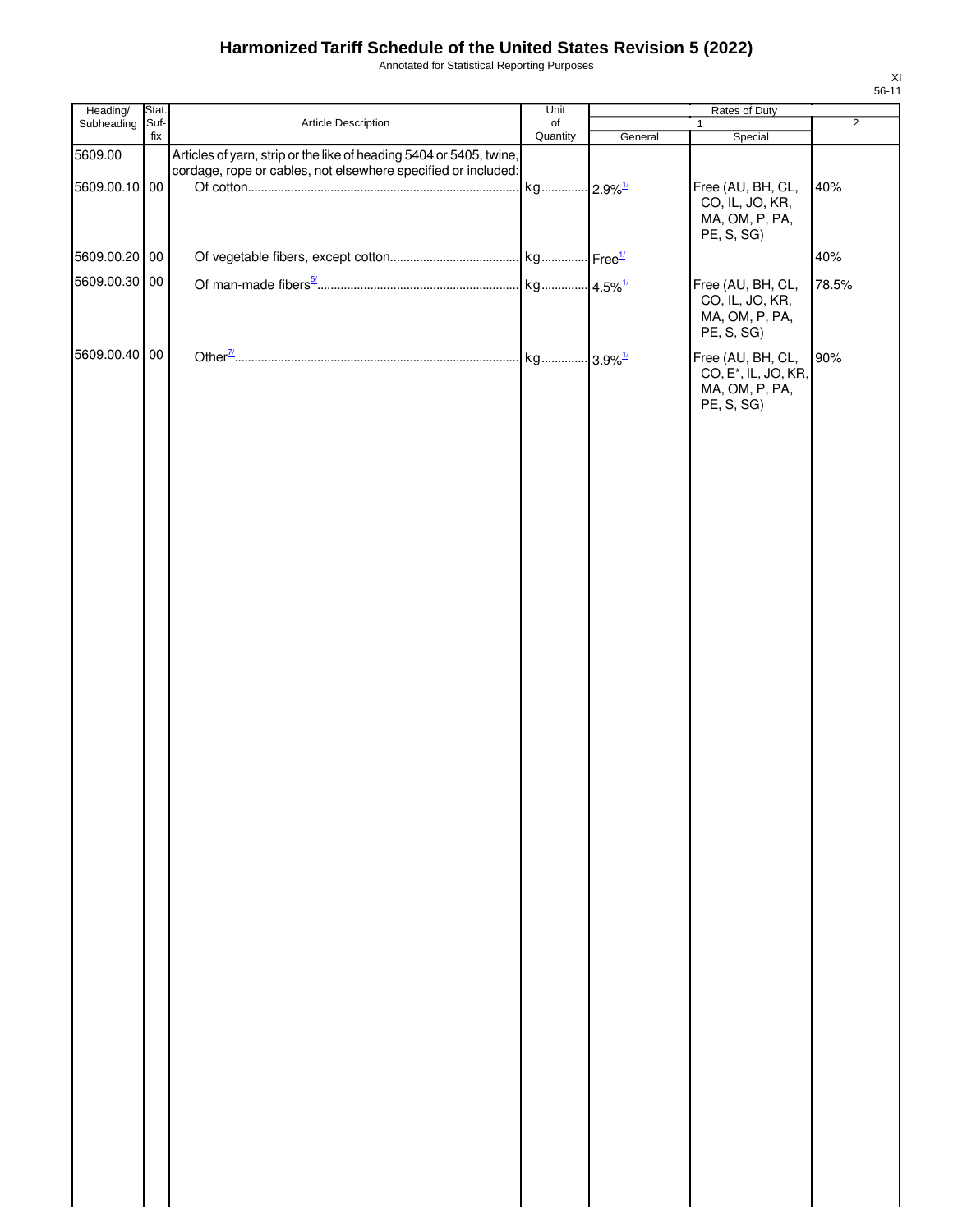# Harmonized Tariff Schedule of the United States Revision 5 (2022)

Annotated for Statistical Reporting Purposes

XI
56-11

| Heading/ Subheading | Stat. Suf- fix | Article Description | Unit of Quantity | Rates of Duty 1 General | Special | 2 |
|---|---|---|---|---|---|---|
| 5609.00 | | Articles of yarn, strip or the like of heading 5404 or 5405, twine, cordage, rope or cables, not elsewhere specified or included: | | | | |
| 5609.00.10 | 00 | Of cotton | kg | 2.9%[1/] | Free (AU, BH, CL, CO, IL, JO, KR, MA, OM, P, PA, PE, S, SG) | 40% |
| 5609.00.20 | 00 | Of vegetable fibers, except cotton | kg | Free[1/] | | 40% |
| 5609.00.30 | 00 | Of man-made fibers[5/] | kg | 4.5%[1/] | Free (AU, BH, CL, CO, IL, JO, KR, MA, OM, P, PA, PE, S, SG) | 78.5% |
| 5609.00.40 | 00 | Other[7/] | kg | 3.9%[1/] | Free (AU, BH, CL, CO, E*, IL, JO, KR, MA, OM, P, PA, PE, S, SG) | 90% |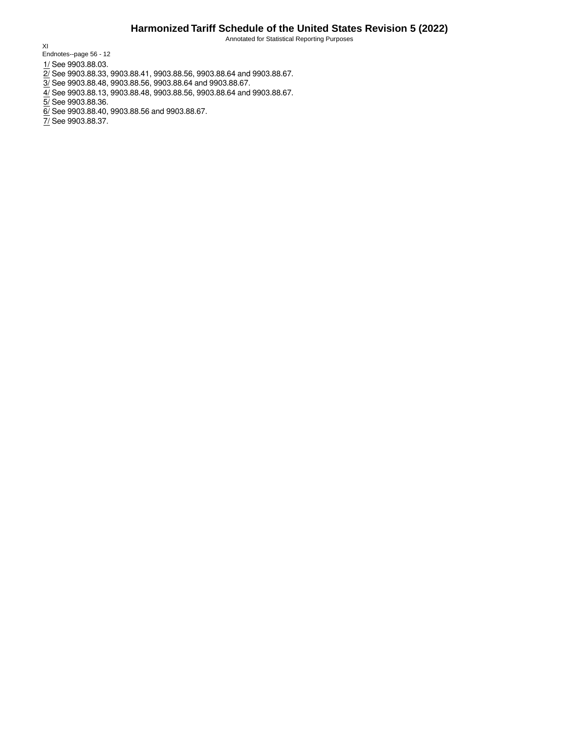XI

Endnotes--page 56 - 12

1/ See 9903.88.03.

2/ See 9903.88.33, 9903.88.41, 9903.88.56, 9903.88.64 and 9903.88.67.

3/ See 9903.88.48, 9903.88.56, 9903.88.64 and 9903.88.67.

4/ See 9903.88.13, 9903.88.48, 9903.88.56, 9903.88.64 and 9903.88.67.

5/ See 9903.88.36.

6/ See 9903.88.40, 9903.88.56 and 9903.88.67.

7/ See 9903.88.37.